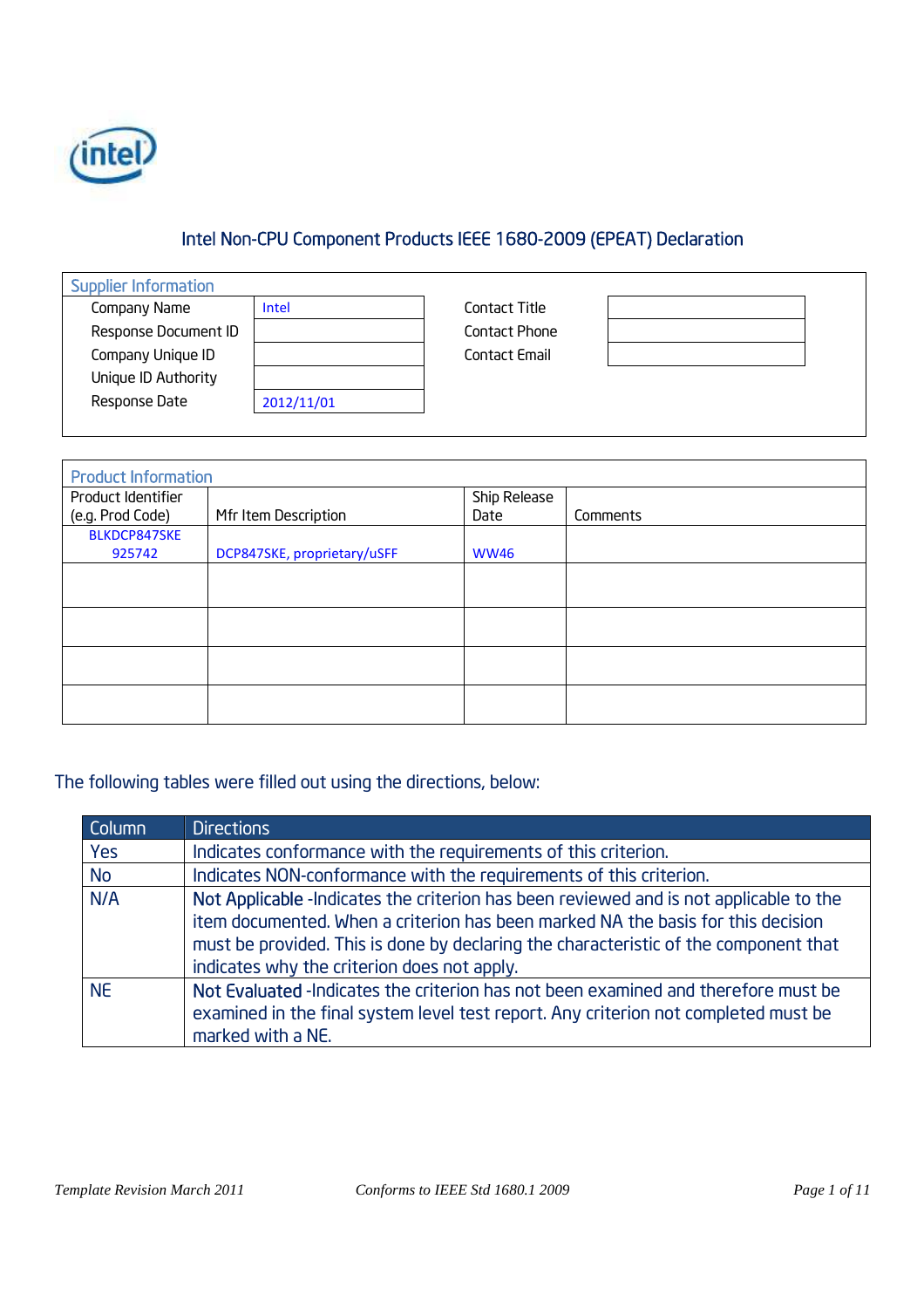intel

# Intel Non-CPU Component Products IEEE 1680-2009 (EPEAT) Declaration

## Supplier Information

| | | | |
|---|---|---|---|
| Company Name | Intel | Contact Title | |
| Response Document ID | | Contact Phone | |
| Company Unique ID | | Contact Email | |
| Unique ID Authority | | | |
| Response Date | 2012/11/01 | | |

## Product Information

| Product Identifier (e.g. Prod Code) | Mfr Item Description | Ship Release Date | Comments |
|---|---|---|---|
| BLKDCP847SKE 925742 | DCP847SKE, proprietary/uSFF | WW46 | |
| | | | |
| | | | |
| | | | |
| | | | |

The following tables were filled out using the directions, below:

| Column | Directions |
|---|---|
| Yes | Indicates conformance with the requirements of this criterion. |
| No | Indicates NON-conformance with the requirements of this criterion. |
| N/A | Not Applicable -Indicates the criterion has been reviewed and is not applicable to the item documented. When a criterion has been marked NA the basis for this decision must be provided. This is done by declaring the characteristic of the component that indicates why the criterion does not apply. |
| NE | Not Evaluated -Indicates the criterion has not been examined and therefore must be examined in the final system level test report. Any criterion not completed must be marked with a NE. |

*Template Revision March 2011* *Conforms to IEEE Std 1680.1 2009*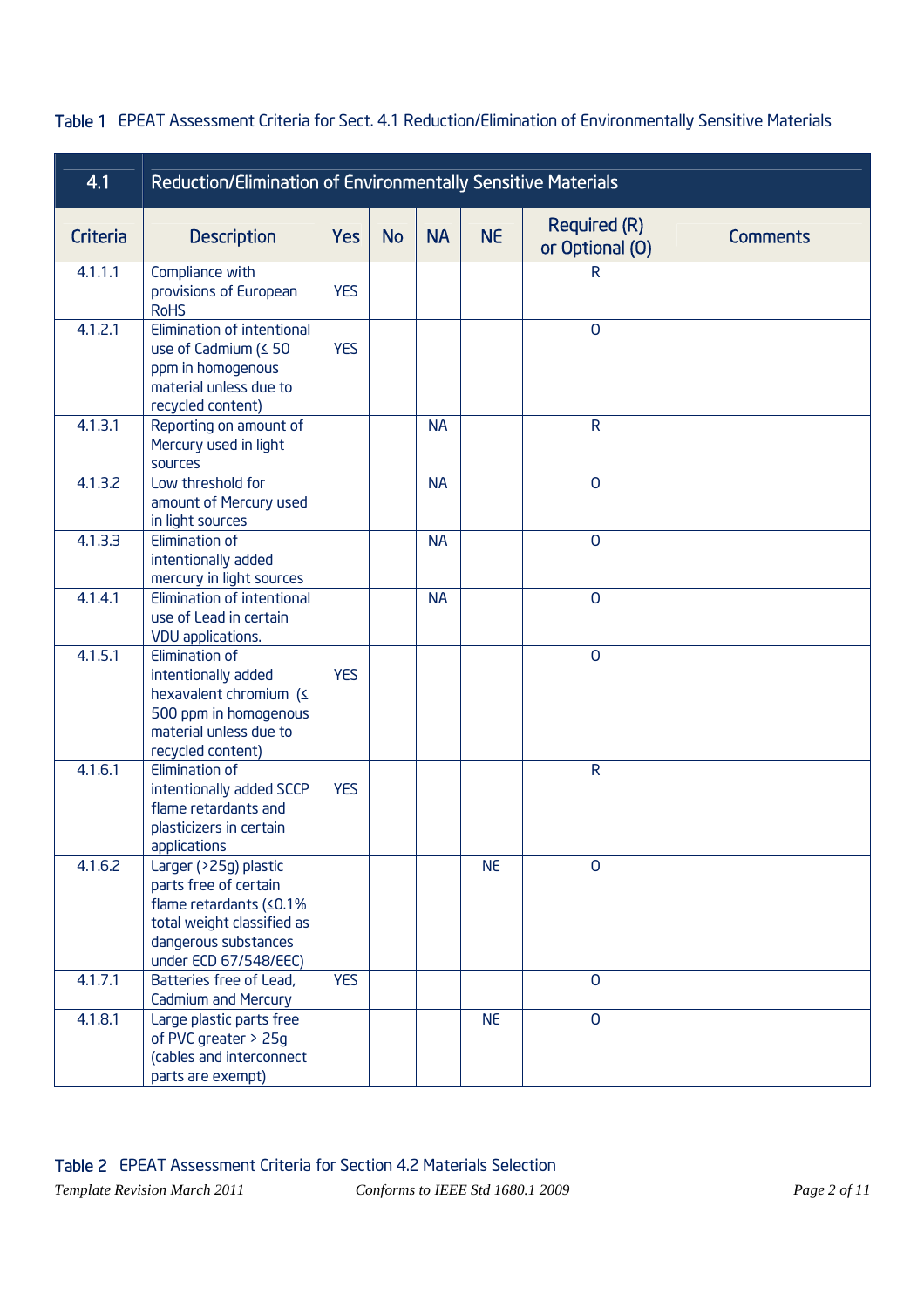Table 1 EPEAT Assessment Criteria for Sect. 4.1 Reduction/Elimination of Environmentally Sensitive Materials

| 4.1 | Reduction/Elimination of Environmentally Sensitive Materials | | | | | | |
|---|---|---|---|---|---|---|---|
| Criteria | Description | Yes | No | NA | NE | Required (R) or Optional (O) | Comments |
| 4.1.1.1 | Compliance with provisions of European RoHS | YES | | | | R | |
| 4.1.2.1 | Elimination of intentional use of Cadmium (≤ 50 ppm in homogenous material unless due to recycled content) | YES | | | | O | |
| 4.1.3.1 | Reporting on amount of Mercury used in light sources | | | NA | | R | |
| 4.1.3.2 | Low threshold for amount of Mercury used in light sources | | | NA | | O | |
| 4.1.3.3 | Elimination of intentionally added mercury in light sources | | | NA | | O | |
| 4.1.4.1 | Elimination of intentional use of Lead in certain VDU applications. | | | NA | | O | |
| 4.1.5.1 | Elimination of intentionally added hexavalent chromium (≤ 500 ppm in homogenous material unless due to recycled content) | YES | | | | O | |
| 4.1.6.1 | Elimination of intentionally added SCCP flame retardants and plasticizers in certain applications | YES | | | | R | |
| 4.1.6.2 | Larger (>25g) plastic parts free of certain flame retardants (≤0.1% total weight classified as dangerous substances under ECD 67/548/EEC) | | | | NE | O | |
| 4.1.7.1 | Batteries free of Lead, Cadmium and Mercury | YES | | | | O | |
| 4.1.8.1 | Large plastic parts free of PVC greater > 25g (cables and interconnect parts are exempt) | | | | NE | O | |

Table 2 EPEAT Assessment Criteria for Section 4.2 Materials Selection

*Template Revision March 2011* *Conforms to IEEE Std 1680.1 2009*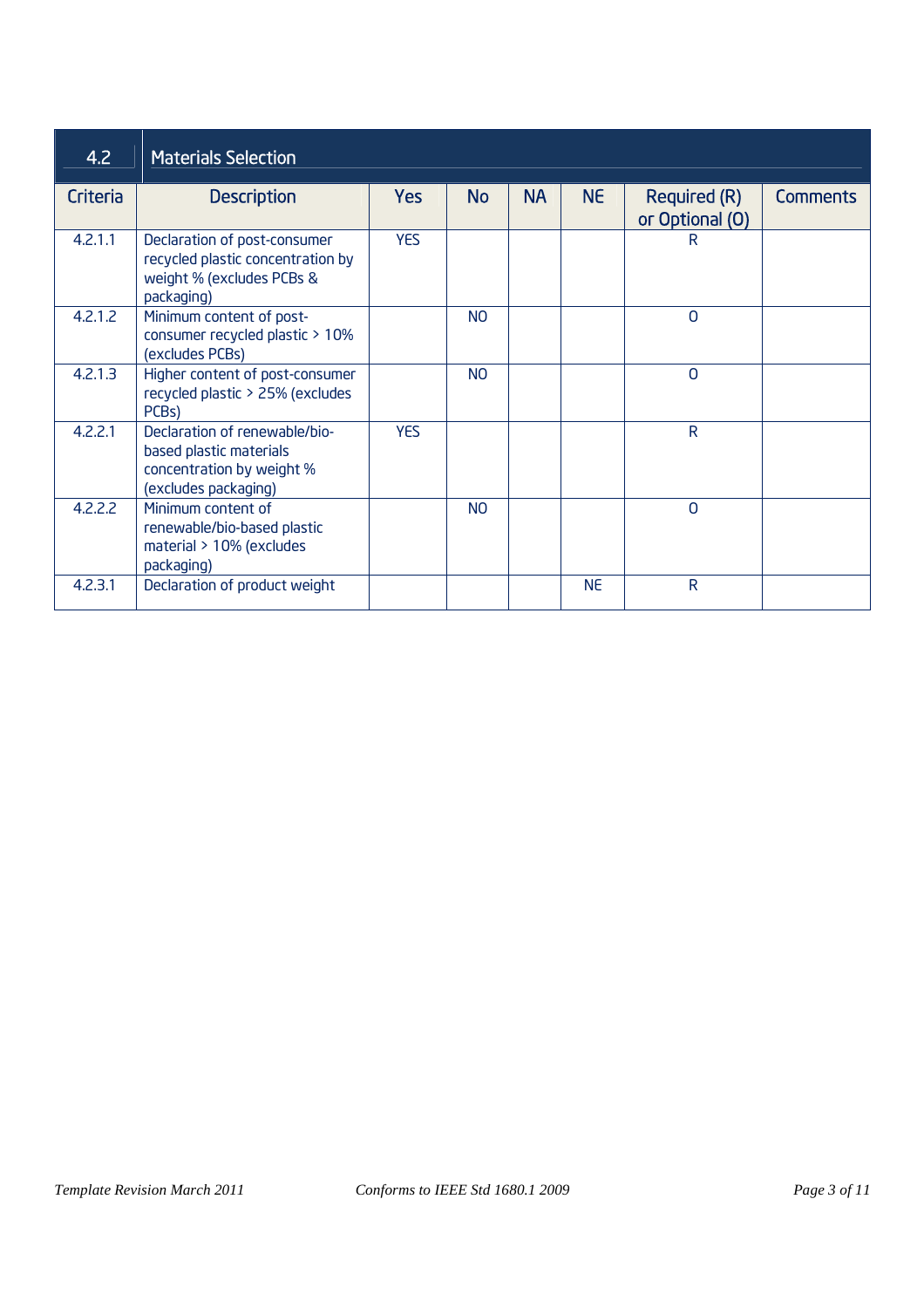## 4.2 Materials Selection

| Criteria | Description | Yes | No | NA | NE | Required (R) or Optional (O) | Comments |
|---|---|---|---|---|---|---|---|
| 4.2.1.1 | Declaration of post-consumer recycled plastic concentration by weight % (excludes PCBs & packaging) | YES | | | | R | |
| 4.2.1.2 | Minimum content of post-consumer recycled plastic > 10% (excludes PCBs) | | NO | | | O | |
| 4.2.1.3 | Higher content of post-consumer recycled plastic > 25% (excludes PCBs) | | NO | | | O | |
| 4.2.2.1 | Declaration of renewable/bio-based plastic materials concentration by weight % (excludes packaging) | YES | | | | R | |
| 4.2.2.2 | Minimum content of renewable/bio-based plastic material > 10% (excludes packaging) | | NO | | | O | |
| 4.2.3.1 | Declaration of product weight | | | | NE | R | |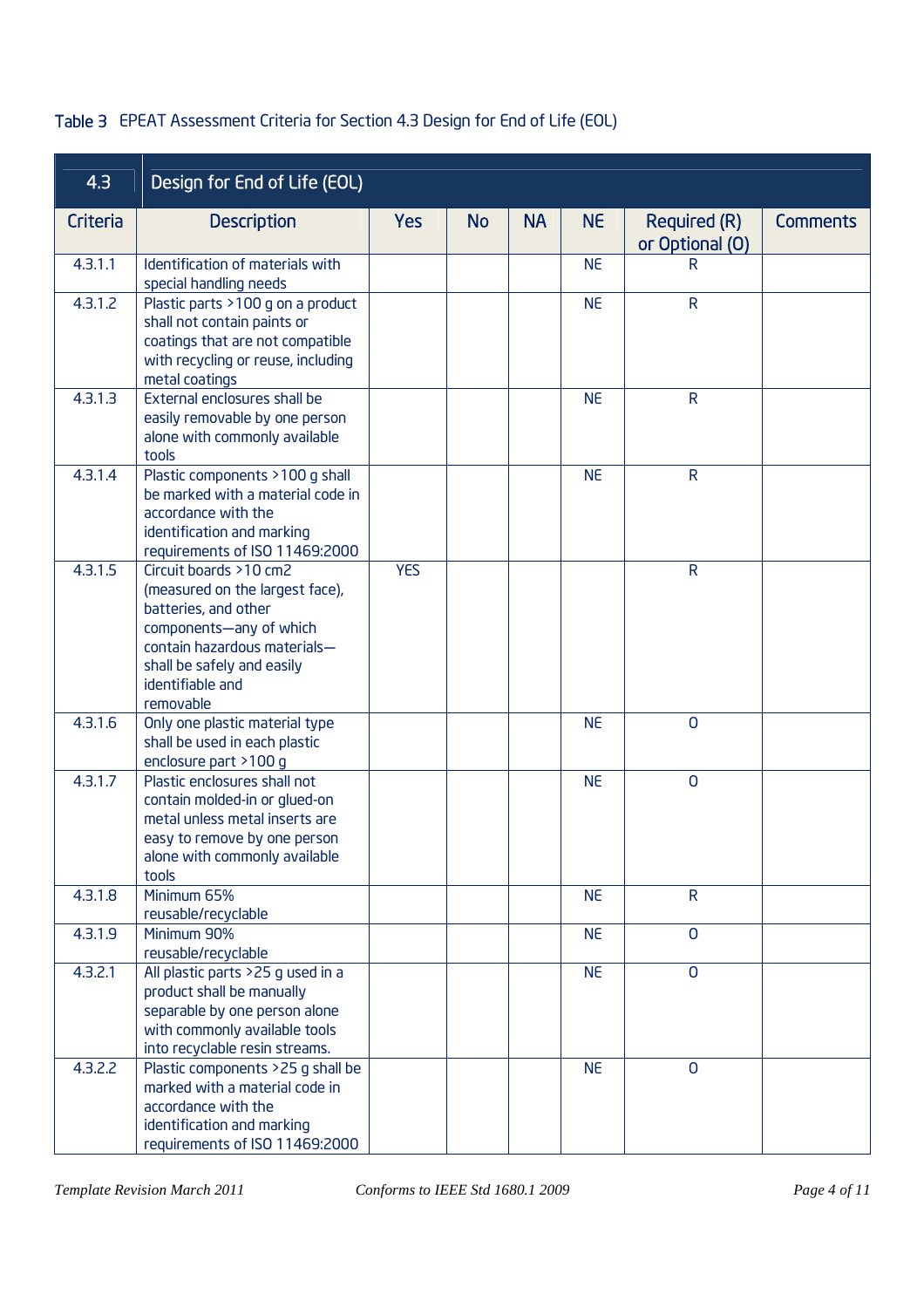Table 3 EPEAT Assessment Criteria for Section 4.3 Design for End of Life (EOL)

| 4.3 | Design for End of Life (EOL) | | | | | | |
|---|---|---|---|---|---|---|---|
| Criteria | Description | Yes | No | NA | NE | Required (R) or Optional (O) | Comments |
| 4.3.1.1 | Identification of materials with special handling needs | | | | NE | R | |
| 4.3.1.2 | Plastic parts >100 g on a product shall not contain paints or coatings that are not compatible with recycling or reuse, including metal coatings | | | | NE | R | |
| 4.3.1.3 | External enclosures shall be easily removable by one person alone with commonly available tools | | | | NE | R | |
| 4.3.1.4 | Plastic components >100 g shall be marked with a material code in accordance with the identification and marking requirements of ISO 11469:2000 | | | | NE | R | |
| 4.3.1.5 | Circuit boards >10 cm2 (measured on the largest face), batteries, and other components—any of which contain hazardous materials—shall be safely and easily identifiable and removable | YES | | | | R | |
| 4.3.1.6 | Only one plastic material type shall be used in each plastic enclosure part >100 g | | | | NE | O | |
| 4.3.1.7 | Plastic enclosures shall not contain molded-in or glued-on metal unless metal inserts are easy to remove by one person alone with commonly available tools | | | | NE | O | |
| 4.3.1.8 | Minimum 65% reusable/recyclable | | | | NE | R | |
| 4.3.1.9 | Minimum 90% reusable/recyclable | | | | NE | O | |
| 4.3.2.1 | All plastic parts >25 g used in a product shall be manually separable by one person alone with commonly available tools into recyclable resin streams. | | | | NE | O | |
| 4.3.2.2 | Plastic components >25 g shall be marked with a material code in accordance with the identification and marking requirements of ISO 11469:2000 | | | | NE | O | |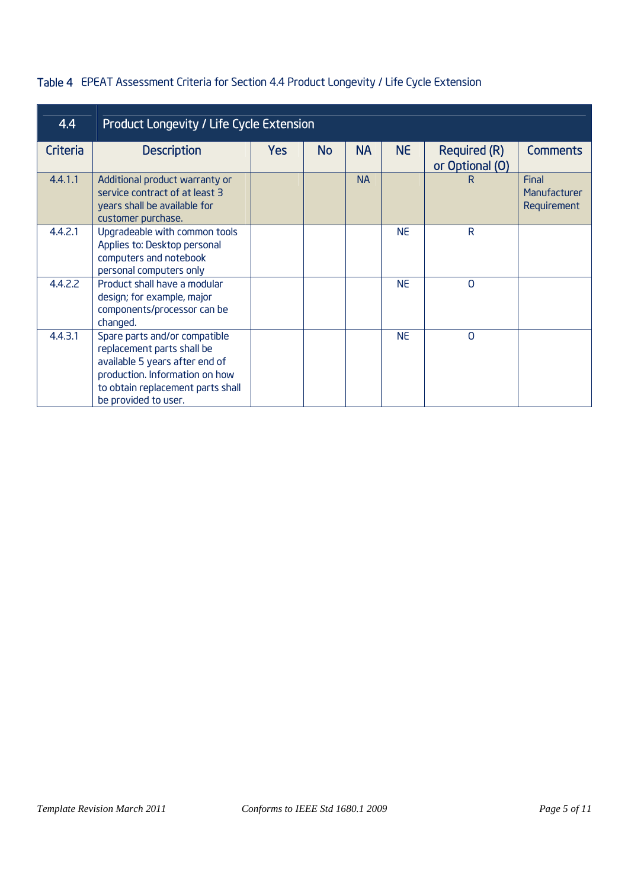Table 4 EPEAT Assessment Criteria for Section 4.4 Product Longevity / Life Cycle Extension

| 4.4 | Product Longevity / Life Cycle Extension | | | | | | |
|---|---|---|---|---|---|---|---|
| Criteria | Description | Yes | No | NA | NE | Required (R) or Optional (O) | Comments |
| 4.4.1.1 | Additional product warranty or service contract of at least 3 years shall be available for customer purchase. | | | NA | | R | Final Manufacturer Requirement |
| 4.4.2.1 | Upgradeable with common tools Applies to: Desktop personal computers and notebook personal computers only | | | | NE | R | |
| 4.4.2.2 | Product shall have a modular design; for example, major components/processor can be changed. | | | | NE | O | |
| 4.4.3.1 | Spare parts and/or compatible replacement parts shall be available 5 years after end of production. Information on how to obtain replacement parts shall be provided to user. | | | | NE | O | |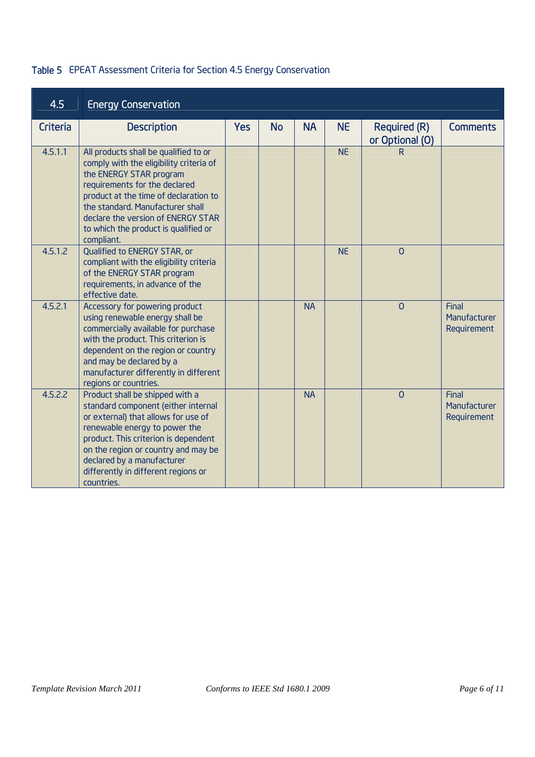Table 5 EPEAT Assessment Criteria for Section 4.5 Energy Conservation

| 4.5 | Energy Conservation | | | | | | |
|---|---|---|---|---|---|---|---|
| Criteria | Description | Yes | No | NA | NE | Required (R) or Optional (O) | Comments |
| 4.5.1.1 | All products shall be qualified to or comply with the eligibility criteria of the ENERGY STAR program requirements for the declared product at the time of declaration to the standard. Manufacturer shall declare the version of ENERGY STAR to which the product is qualified or compliant. | | | | NE | R | |
| 4.5.1.2 | Qualified to ENERGY STAR, or compliant with the eligibility criteria of the ENERGY STAR program requirements, in advance of the effective date. | | | | NE | O | |
| 4.5.2.1 | Accessory for powering product using renewable energy shall be commercially available for purchase with the product. This criterion is dependent on the region or country and may be declared by a manufacturer differently in different regions or countries. | | | NA | | O | Final Manufacturer Requirement |
| 4.5.2.2 | Product shall be shipped with a standard component (either internal or external) that allows for use of renewable energy to power the product. This criterion is dependent on the region or country and may be declared by a manufacturer differently in different regions or countries. | | | NA | | O | Final Manufacturer Requirement |

*Template Revision March 2011* *Conforms to IEEE Std 1680.1 2009*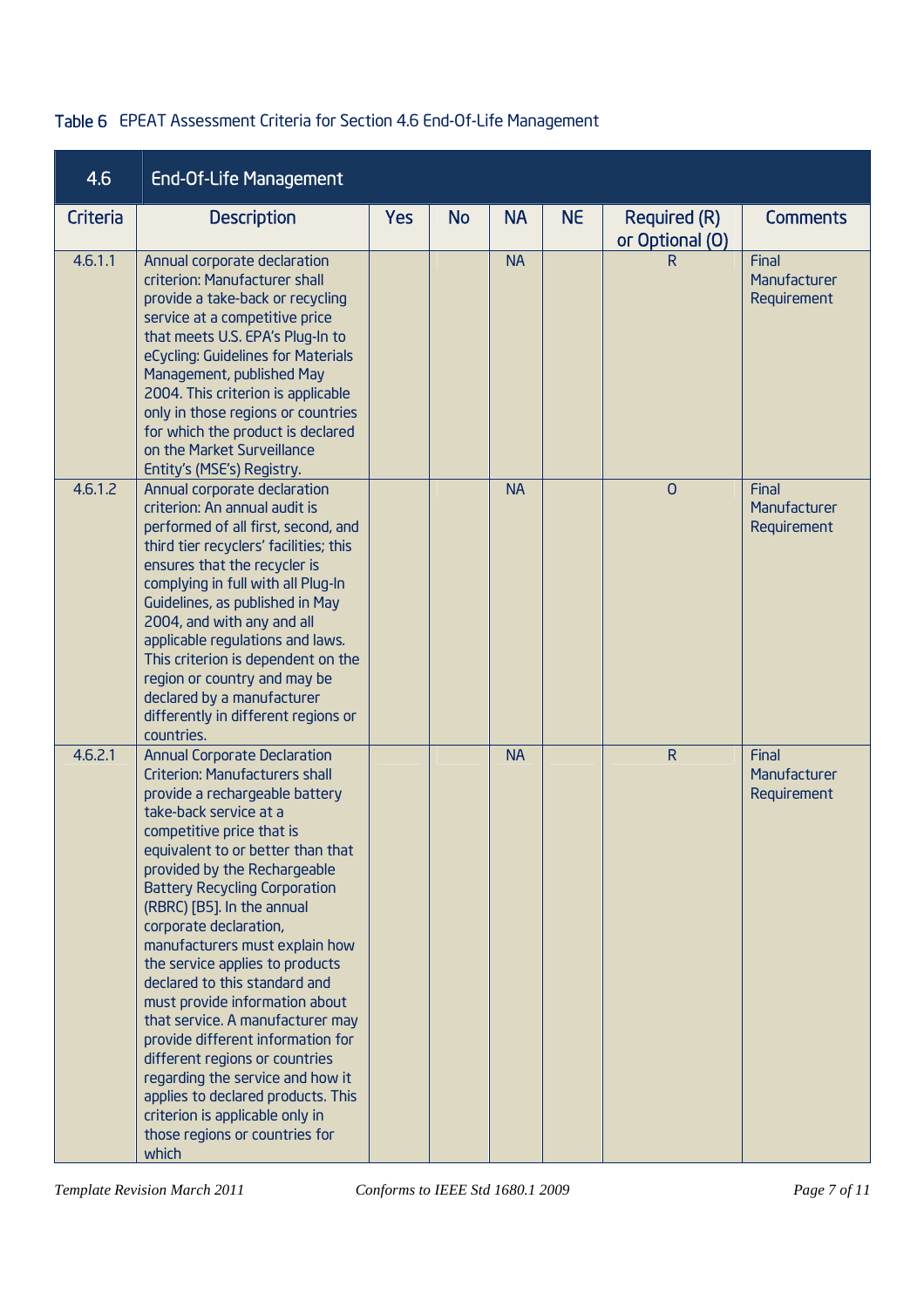Table 6 EPEAT Assessment Criteria for Section 4.6 End-Of-Life Management

| 4.6 | End-Of-Life Management | | | | | | |
|---|---|---|---|---|---|---|---|
| Criteria | Description | Yes | No | NA | NE | Required (R) or Optional (O) | Comments |
| 4.6.1.1 | Annual corporate declaration criterion: Manufacturer shall provide a take-back or recycling service at a competitive price that meets U.S. EPA's Plug-In to eCycling: Guidelines for Materials Management, published May 2004. This criterion is applicable only in those regions or countries for which the product is declared on the Market Surveillance Entity's (MSE's) Registry. | | | NA | | R | Final Manufacturer Requirement |
| 4.6.1.2 | Annual corporate declaration criterion: An annual audit is performed of all first, second, and third tier recyclers' facilities; this ensures that the recycler is complying in full with all Plug-In Guidelines, as published in May 2004, and with any and all applicable regulations and laws. This criterion is dependent on the region or country and may be declared by a manufacturer differently in different regions or countries. | | | NA | | O | Final Manufacturer Requirement |
| 4.6.2.1 | Annual Corporate Declaration Criterion: Manufacturers shall provide a rechargeable battery take-back service at a competitive price that is equivalent to or better than that provided by the Rechargeable Battery Recycling Corporation (RBRC) [B5]. In the annual corporate declaration, manufacturers must explain how the service applies to products declared to this standard and must provide information about that service. A manufacturer may provide different information for different regions or countries regarding the service and how it applies to declared products. This criterion is applicable only in those regions or countries for which | | | NA | | R | Final Manufacturer Requirement |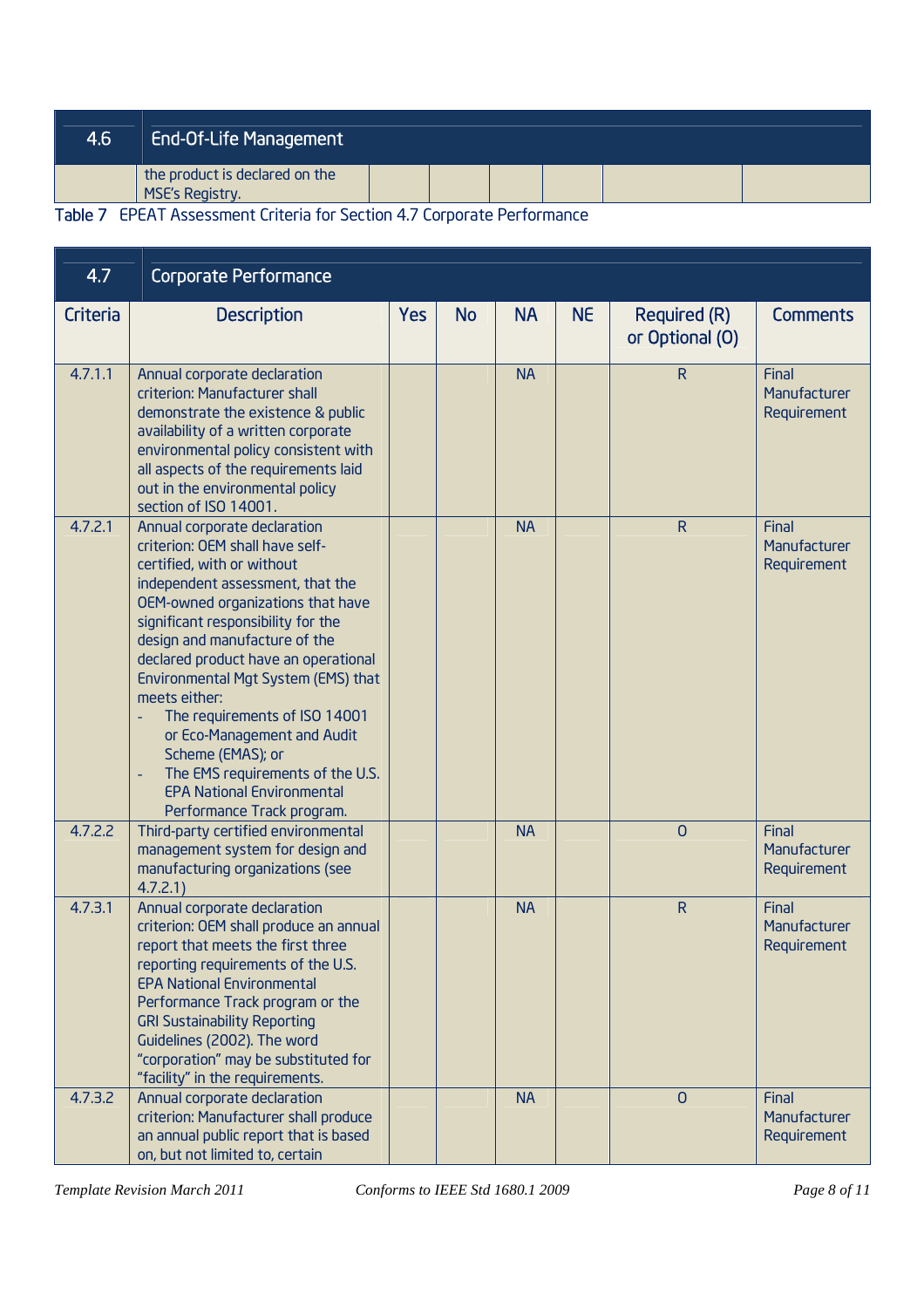| 4.6 | End-Of-Life Management | | | | | | |
|---|---|---|---|---|---|---|---|
| | the product is declared on the MSE's Registry. | | | | | | |

Table 7 EPEAT Assessment Criteria for Section 4.7 Corporate Performance

| 4.7 | Corporate Performance | | | | | | |
|---|---|---|---|---|---|---|---|
| Criteria | Description | Yes | No | NA | NE | Required (R) or Optional (O) | Comments |
| 4.7.1.1 | Annual corporate declaration criterion: Manufacturer shall demonstrate the existence & public availability of a written corporate environmental policy consistent with all aspects of the requirements laid out in the environmental policy section of ISO 14001. | | | NA | | R | Final Manufacturer Requirement |
| 4.7.2.1 | Annual corporate declaration criterion: OEM shall have self-certified, with or without independent assessment, that the OEM-owned organizations that have significant responsibility for the design and manufacture of the declared product have an operational Environmental Mgt System (EMS) that meets either: - The requirements of ISO 14001 or Eco-Management and Audit Scheme (EMAS); or - The EMS requirements of the U.S. EPA National Environmental Performance Track program. | | | NA | | R | Final Manufacturer Requirement |
| 4.7.2.2 | Third-party certified environmental management system for design and manufacturing organizations (see 4.7.2.1) | | | NA | | O | Final Manufacturer Requirement |
| 4.7.3.1 | Annual corporate declaration criterion: OEM shall produce an annual report that meets the first three reporting requirements of the U.S. EPA National Environmental Performance Track program or the GRI Sustainability Reporting Guidelines (2002). The word "corporation" may be substituted for "facility" in the requirements. | | | NA | | R | Final Manufacturer Requirement |
| 4.7.3.2 | Annual corporate declaration criterion: Manufacturer shall produce an annual public report that is based on, but not limited to, certain | | | NA | | O | Final Manufacturer Requirement |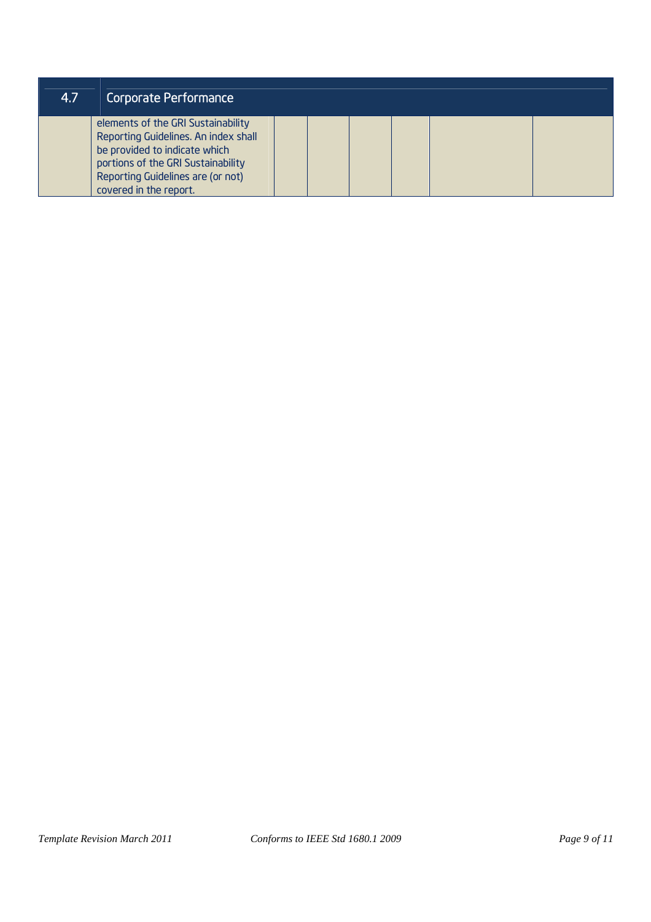| 4.7 | Corporate Performance | | | | | | |
|---|---|---|---|---|---|---|---|
| | elements of the GRI Sustainability Reporting Guidelines. An index shall be provided to indicate which portions of the GRI Sustainability Reporting Guidelines are (or not) covered in the report. | | | | | | |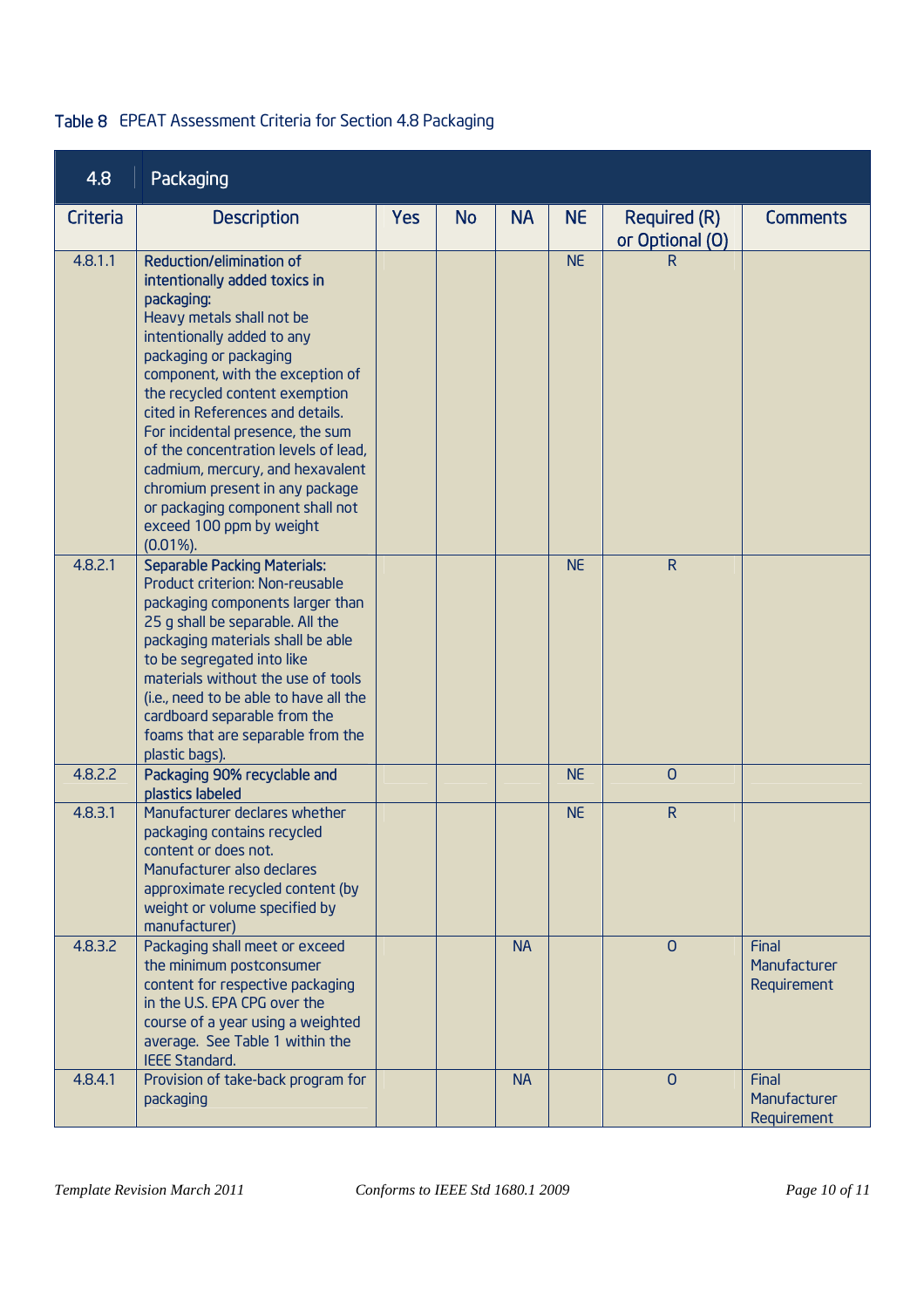Table 8 EPEAT Assessment Criteria for Section 4.8 Packaging

| 4.8 | Packaging | | | | | | |
|---|---|---|---|---|---|---|---|
| Criteria | Description | Yes | No | NA | NE | Required (R) or Optional (O) | Comments |
| 4.8.1.1 | **Reduction/elimination of intentionally added toxics in packaging:** Heavy metals shall not be intentionally added to any packaging or packaging component, with the exception of the recycled content exemption cited in References and details. For incidental presence, the sum of the concentration levels of lead, cadmium, mercury, and hexavalent chromium present in any package or packaging component shall not exceed 100 ppm by weight (0.01%). | | | | NE | R | |
| 4.8.2.1 | **Separable Packing Materials:** Product criterion: Non-reusable packaging components larger than 25 g shall be separable. All the packaging materials shall be able to be segregated into like materials without the use of tools (i.e., need to be able to have all the cardboard separable from the foams that are separable from the plastic bags). | | | | NE | R | |
| 4.8.2.2 | **Packaging 90% recyclable and plastics labeled** | | | | NE | O | |
| 4.8.3.1 | Manufacturer declares whether packaging contains recycled content or does not. Manufacturer also declares approximate recycled content (by weight or volume specified by manufacturer) | | | | NE | R | |
| 4.8.3.2 | Packaging shall meet or exceed the minimum postconsumer content for respective packaging in the U.S. EPA CPG over the course of a year using a weighted average. See Table 1 within the IEEE Standard. | | | NA | | O | Final Manufacturer Requirement |
| 4.8.4.1 | Provision of take-back program for packaging | | | NA | | O | Final Manufacturer Requirement |

*Template Revision March 2011* *Conforms to IEEE Std 1680.1 2009*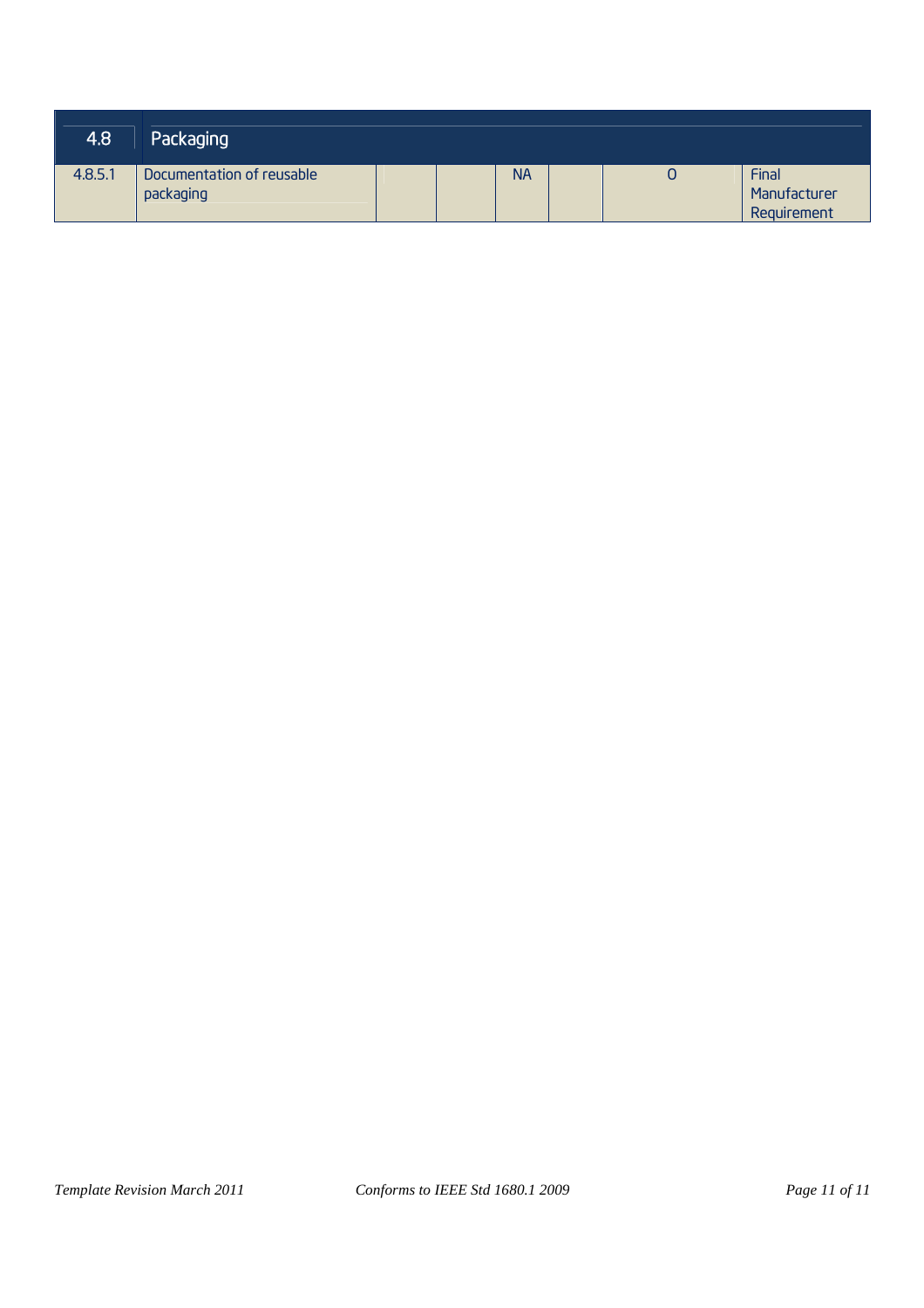| | | | | | | | |
|---|---|---|---|---|---|---|---|
| 4.8 | Packaging | | | | | | |
| 4.8.5.1 | Documentation of reusable packaging | | | NA | | 0 | Final Manufacturer Requirement |